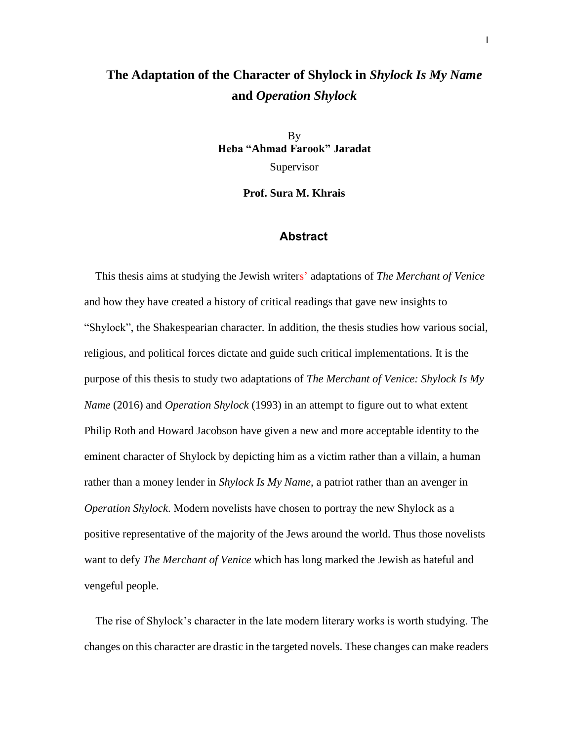# The Adaptation of the Character of Shylock in *Shylock Is My Name* and *Operation Shylock*

By
**Heba "Ahmad Farook" Jaradat**

Supervisor

**Prof. Sura M. Khrais**

## Abstract

This thesis aims at studying the Jewish writers' adaptations of *The Merchant of Venice* and how they have created a history of critical readings that gave new insights to "Shylock", the Shakespearian character. In addition, the thesis studies how various social, religious, and political forces dictate and guide such critical implementations. It is the purpose of this thesis to study two adaptations of *The Merchant of Venice: Shylock Is My Name* (2016) and *Operation Shylock* (1993) in an attempt to figure out to what extent Philip Roth and Howard Jacobson have given a new and more acceptable identity to the eminent character of Shylock by depicting him as a victim rather than a villain, a human rather than a money lender in *Shylock Is My Name*, a patriot rather than an avenger in *Operation Shylock*. Modern novelists have chosen to portray the new Shylock as a positive representative of the majority of the Jews around the world. Thus those novelists want to defy *The Merchant of Venice* which has long marked the Jewish as hateful and vengeful people.

The rise of Shylock's character in the late modern literary works is worth studying. The changes on this character are drastic in the targeted novels. These changes can make readers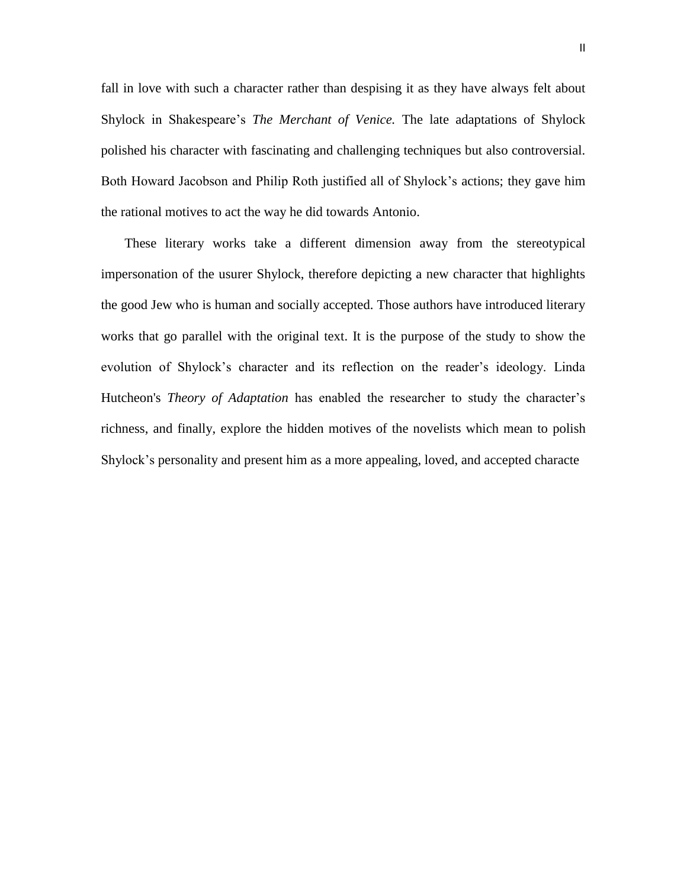fall in love with such a character rather than despising it as they have always felt about Shylock in Shakespeare's *The Merchant of Venice.* The late adaptations of Shylock polished his character with fascinating and challenging techniques but also controversial. Both Howard Jacobson and Philip Roth justified all of Shylock's actions; they gave him the rational motives to act the way he did towards Antonio.

These literary works take a different dimension away from the stereotypical impersonation of the usurer Shylock, therefore depicting a new character that highlights the good Jew who is human and socially accepted. Those authors have introduced literary works that go parallel with the original text. It is the purpose of the study to show the evolution of Shylock's character and its reflection on the reader's ideology. Linda Hutcheon's *Theory of Adaptation* has enabled the researcher to study the character's richness, and finally, explore the hidden motives of the novelists which mean to polish Shylock's personality and present him as a more appealing, loved, and accepted characte